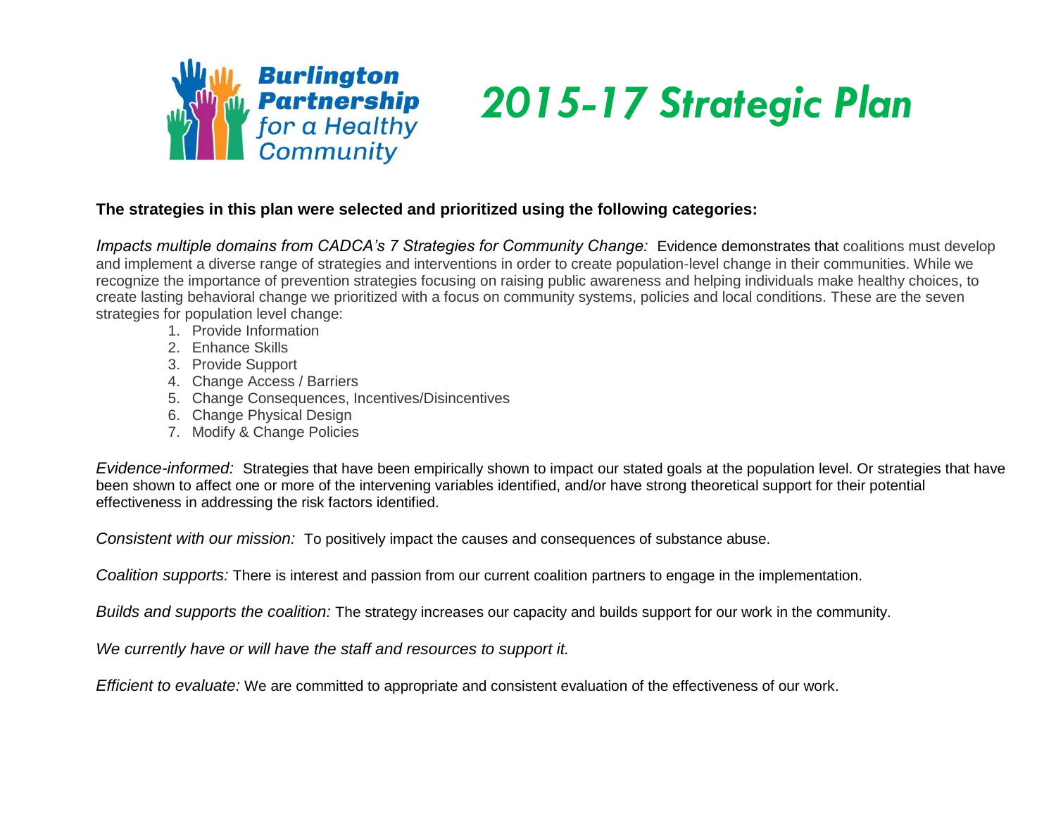Burlington Partnership for a Healthy Community

# 2015-17 Strategic Plan

**The strategies in this plan were selected and prioritized using the following categories:**

*Impacts multiple domains from CADCA's 7 Strategies for Community Change:* Evidence demonstrates that coalitions must develop and implement a diverse range of strategies and interventions in order to create population-level change in their communities. While we recognize the importance of prevention strategies focusing on raising public awareness and helping individuals make healthy choices, to create lasting behavioral change we prioritized with a focus on community systems, policies and local conditions. These are the seven strategies for population level change:

1. Provide Information
2. Enhance Skills
3. Provide Support
4. Change Access / Barriers
5. Change Consequences, Incentives/Disincentives
6. Change Physical Design
7. Modify & Change Policies

*Evidence-informed:* Strategies that have been empirically shown to impact our stated goals at the population level. Or strategies that have been shown to affect one or more of the intervening variables identified, and/or have strong theoretical support for their potential effectiveness in addressing the risk factors identified.

*Consistent with our mission:* To positively impact the causes and consequences of substance abuse.

*Coalition supports:* There is interest and passion from our current coalition partners to engage in the implementation.

*Builds and supports the coalition:* The strategy increases our capacity and builds support for our work in the community.

*We currently have or will have the staff and resources to support it.*

*Efficient to evaluate:* We are committed to appropriate and consistent evaluation of the effectiveness of our work.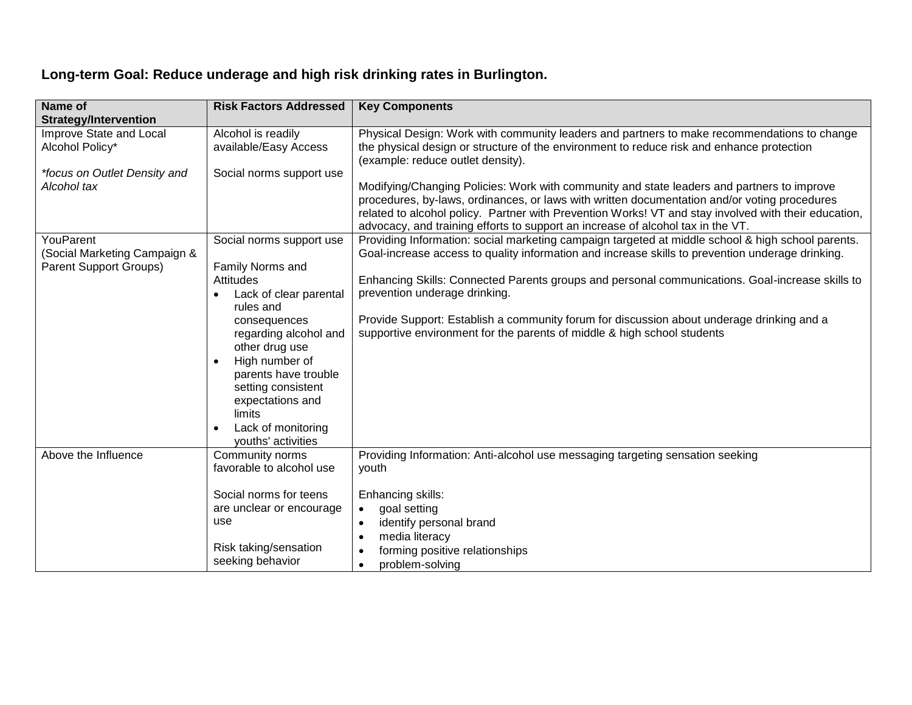**Long-term Goal: Reduce underage and high risk drinking rates in Burlington.**

| Name of Strategy/Intervention | Risk Factors Addressed | Key Components |
|---|---|---|
| Improve State and Local Alcohol Policy*<br><br>*\*focus on Outlet Density and Alcohol tax* | Alcohol is readily available/Easy Access<br><br>Social norms support use | Physical Design: Work with community leaders and partners to make recommendations to change the physical design or structure of the environment to reduce risk and enhance protection (example: reduce outlet density).<br><br>Modifying/Changing Policies: Work with community and state leaders and partners to improve procedures, by-laws, ordinances, or laws with written documentation and/or voting procedures related to alcohol policy. Partner with Prevention Works! VT and stay involved with their education, advocacy, and training efforts to support an increase of alcohol tax in the VT. |
| YouParent (Social Marketing Campaign & Parent Support Groups) | Social norms support use<br><br>Family Norms and Attitudes<br>• Lack of clear parental rules and consequences regarding alcohol and other drug use<br>• High number of parents have trouble setting consistent expectations and limits<br>• Lack of monitoring youths' activities | Providing Information: social marketing campaign targeted at middle school & high school parents. Goal-increase access to quality information and increase skills to prevention underage drinking.<br><br>Enhancing Skills: Connected Parents groups and personal communications. Goal-increase skills to prevention underage drinking.<br><br>Provide Support: Establish a community forum for discussion about underage drinking and a supportive environment for the parents of middle & high school students |
| Above the Influence | Community norms favorable to alcohol use<br><br>Social norms for teens are unclear or encourage use<br><br>Risk taking/sensation seeking behavior | Providing Information: Anti-alcohol use messaging targeting sensation seeking youth<br><br>Enhancing skills:<br>• goal setting<br>• identify personal brand<br>• media literacy<br>• forming positive relationships<br>• problem-solving |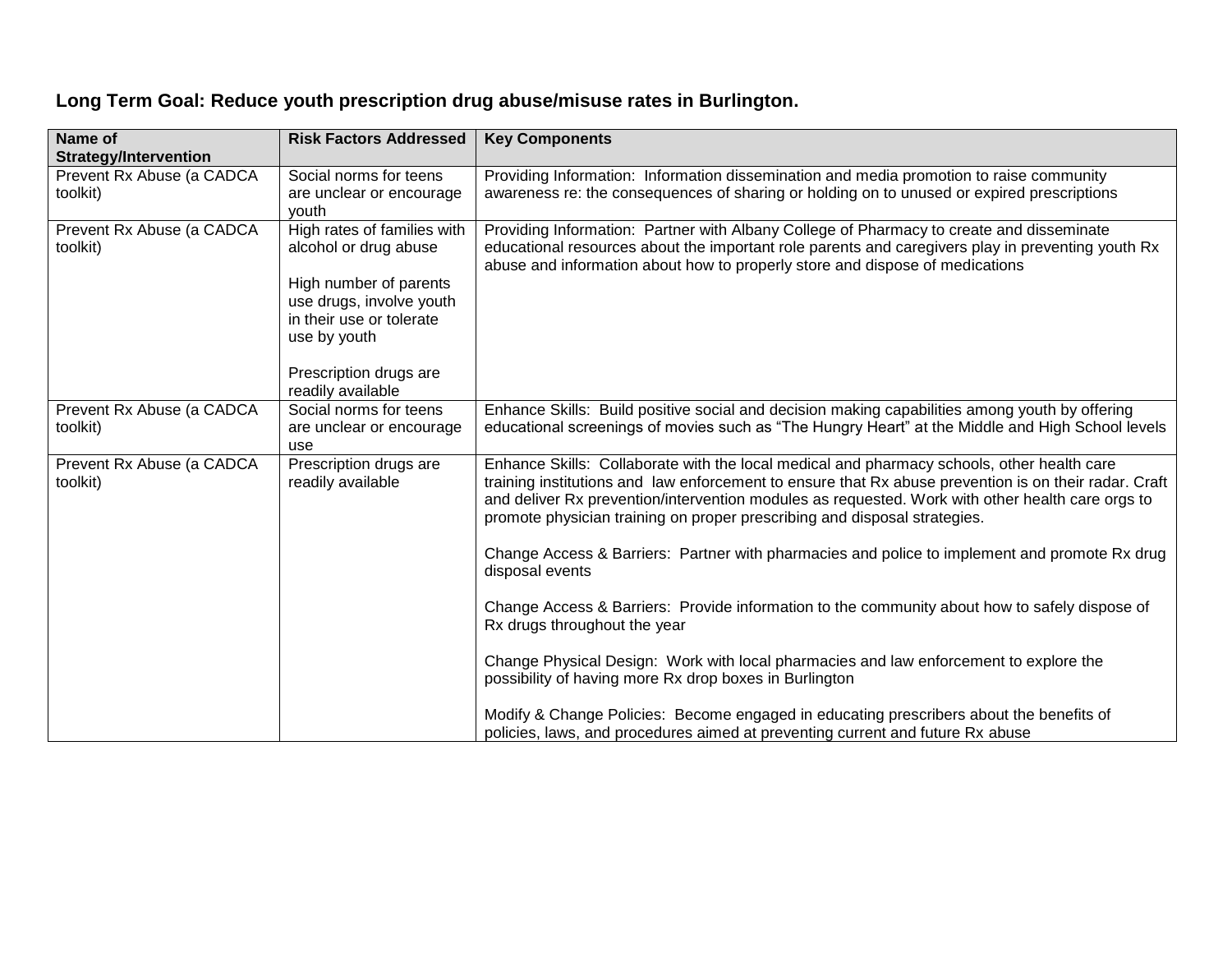**Long Term Goal: Reduce youth prescription drug abuse/misuse rates in Burlington.**

| Name of Strategy/Intervention | Risk Factors Addressed | Key Components |
|---|---|---|
| Prevent Rx Abuse (a CADCA toolkit) | Social norms for teens are unclear or encourage youth | Providing Information: Information dissemination and media promotion to raise community awareness re: the consequences of sharing or holding on to unused or expired prescriptions |
| Prevent Rx Abuse (a CADCA toolkit) | High rates of families with alcohol or drug abuse<br><br>High number of parents use drugs, involve youth in their use or tolerate use by youth<br><br>Prescription drugs are readily available | Providing Information: Partner with Albany College of Pharmacy to create and disseminate educational resources about the important role parents and caregivers play in preventing youth Rx abuse and information about how to properly store and dispose of medications |
| Prevent Rx Abuse (a CADCA toolkit) | Social norms for teens are unclear or encourage use | Enhance Skills: Build positive social and decision making capabilities among youth by offering educational screenings of movies such as "The Hungry Heart" at the Middle and High School levels |
| Prevent Rx Abuse (a CADCA toolkit) | Prescription drugs are readily available | Enhance Skills: Collaborate with the local medical and pharmacy schools, other health care training institutions and law enforcement to ensure that Rx abuse prevention is on their radar. Craft and deliver Rx prevention/intervention modules as requested. Work with other health care orgs to promote physician training on proper prescribing and disposal strategies.<br><br>Change Access & Barriers: Partner with pharmacies and police to implement and promote Rx drug disposal events<br><br>Change Access & Barriers: Provide information to the community about how to safely dispose of Rx drugs throughout the year<br><br>Change Physical Design: Work with local pharmacies and law enforcement to explore the possibility of having more Rx drop boxes in Burlington<br><br>Modify & Change Policies: Become engaged in educating prescribers about the benefits of policies, laws, and procedures aimed at preventing current and future Rx abuse |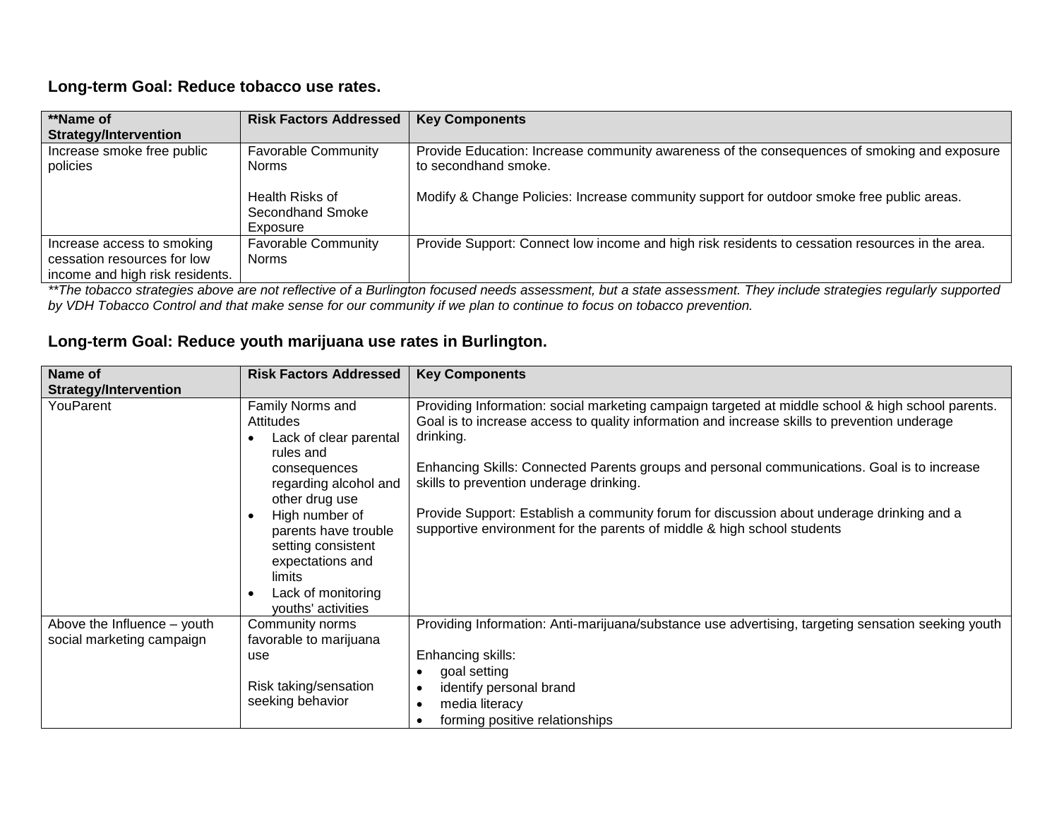### Long-term Goal: Reduce tobacco use rates.

| **Name of Strategy/Intervention | Risk Factors Addressed | Key Components |
|---|---|---|
| Increase smoke free public policies | Favorable Community Norms<br><br>Health Risks of Secondhand Smoke Exposure | Provide Education: Increase community awareness of the consequences of smoking and exposure to secondhand smoke.<br><br>Modify & Change Policies: Increase community support for outdoor smoke free public areas. |
| Increase access to smoking cessation resources for low income and high risk residents. | Favorable Community Norms | Provide Support: Connect low income and high risk residents to cessation resources in the area. |

*\*\*The tobacco strategies above are not reflective of a Burlington focused needs assessment, but a state assessment. They include strategies regularly supported by VDH Tobacco Control and that make sense for our community if we plan to continue to focus on tobacco prevention.*

### Long-term Goal: Reduce youth marijuana use rates in Burlington.

| Name of Strategy/Intervention | Risk Factors Addressed | Key Components |
|---|---|---|
| YouParent | Family Norms and Attitudes<br>• Lack of clear parental rules and consequences regarding alcohol and other drug use<br>• High number of parents have trouble setting consistent expectations and limits<br>• Lack of monitoring youths' activities | Providing Information: social marketing campaign targeted at middle school & high school parents. Goal is to increase access to quality information and increase skills to prevention underage drinking.<br><br>Enhancing Skills: Connected Parents groups and personal communications. Goal is to increase skills to prevention underage drinking.<br><br>Provide Support: Establish a community forum for discussion about underage drinking and a supportive environment for the parents of middle & high school students |
| Above the Influence – youth social marketing campaign | Community norms favorable to marijuana use<br><br>Risk taking/sensation seeking behavior | Providing Information: Anti-marijuana/substance use advertising, targeting sensation seeking youth<br><br>Enhancing skills:<br>• goal setting<br>• identify personal brand<br>• media literacy<br>• forming positive relationships |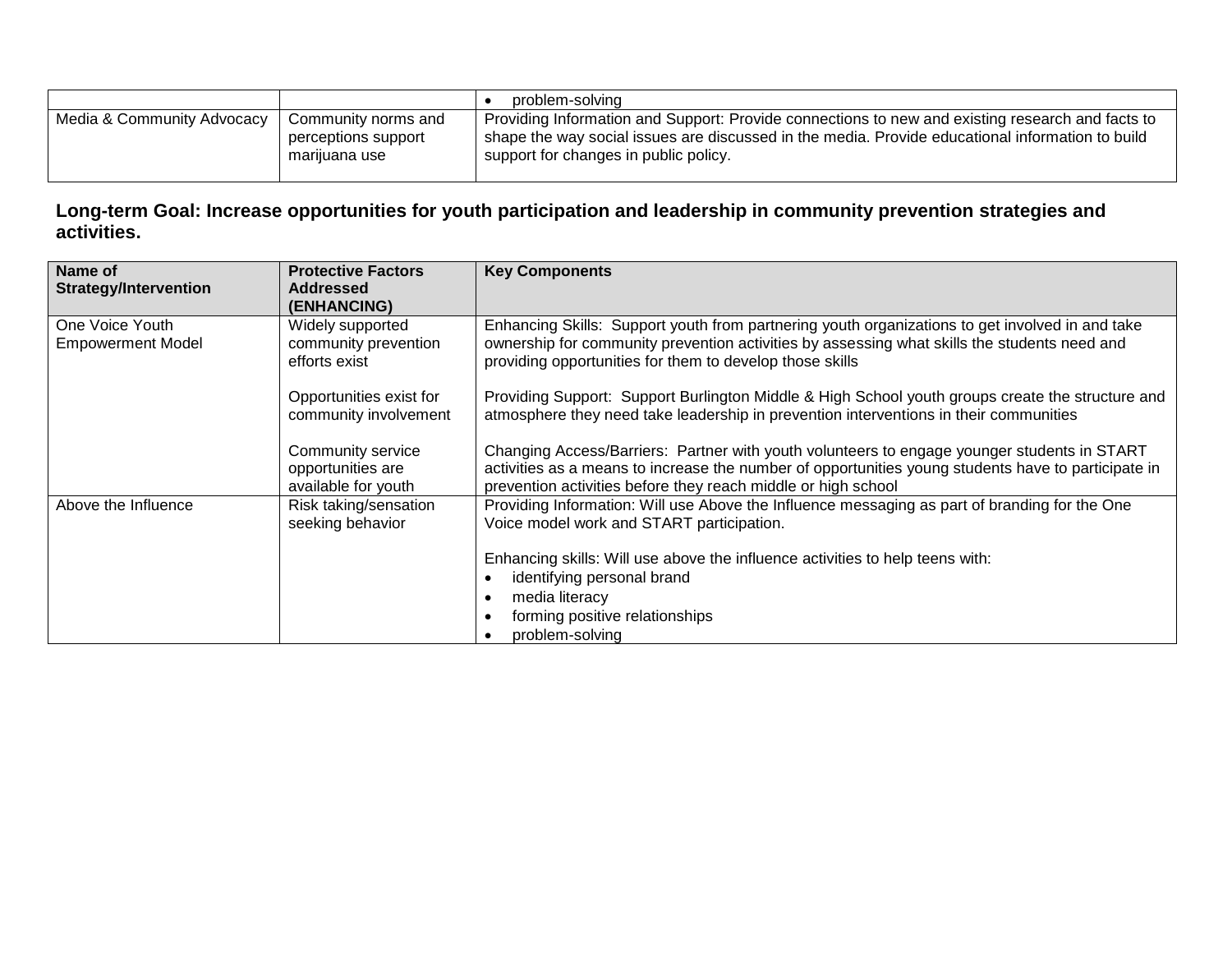| | | |
|---|---|---|
| | | • problem-solving |
| Media & Community Advocacy | Community norms and perceptions support marijuana use | Providing Information and Support: Provide connections to new and existing research and facts to shape the way social issues are discussed in the media. Provide educational information to build support for changes in public policy. |

**Long-term Goal: Increase opportunities for youth participation and leadership in community prevention strategies and activities.**

| Name of Strategy/Intervention | Protective Factors Addressed (ENHANCING) | Key Components |
|---|---|---|
| One Voice Youth Empowerment Model | Widely supported community prevention efforts exist<br><br>Opportunities exist for community involvement<br><br>Community service opportunities are available for youth | Enhancing Skills: Support youth from partnering youth organizations to get involved in and take ownership for community prevention activities by assessing what skills the students need and providing opportunities for them to develop those skills<br><br>Providing Support: Support Burlington Middle & High School youth groups create the structure and atmosphere they need take leadership in prevention interventions in their communities<br><br>Changing Access/Barriers: Partner with youth volunteers to engage younger students in START activities as a means to increase the number of opportunities young students have to participate in prevention activities before they reach middle or high school |
| Above the Influence | Risk taking/sensation seeking behavior | Providing Information: Will use Above the Influence messaging as part of branding for the One Voice model work and START participation.<br><br>Enhancing skills: Will use above the influence activities to help teens with:<br>• identifying personal brand<br>• media literacy<br>• forming positive relationships<br>• problem-solving |